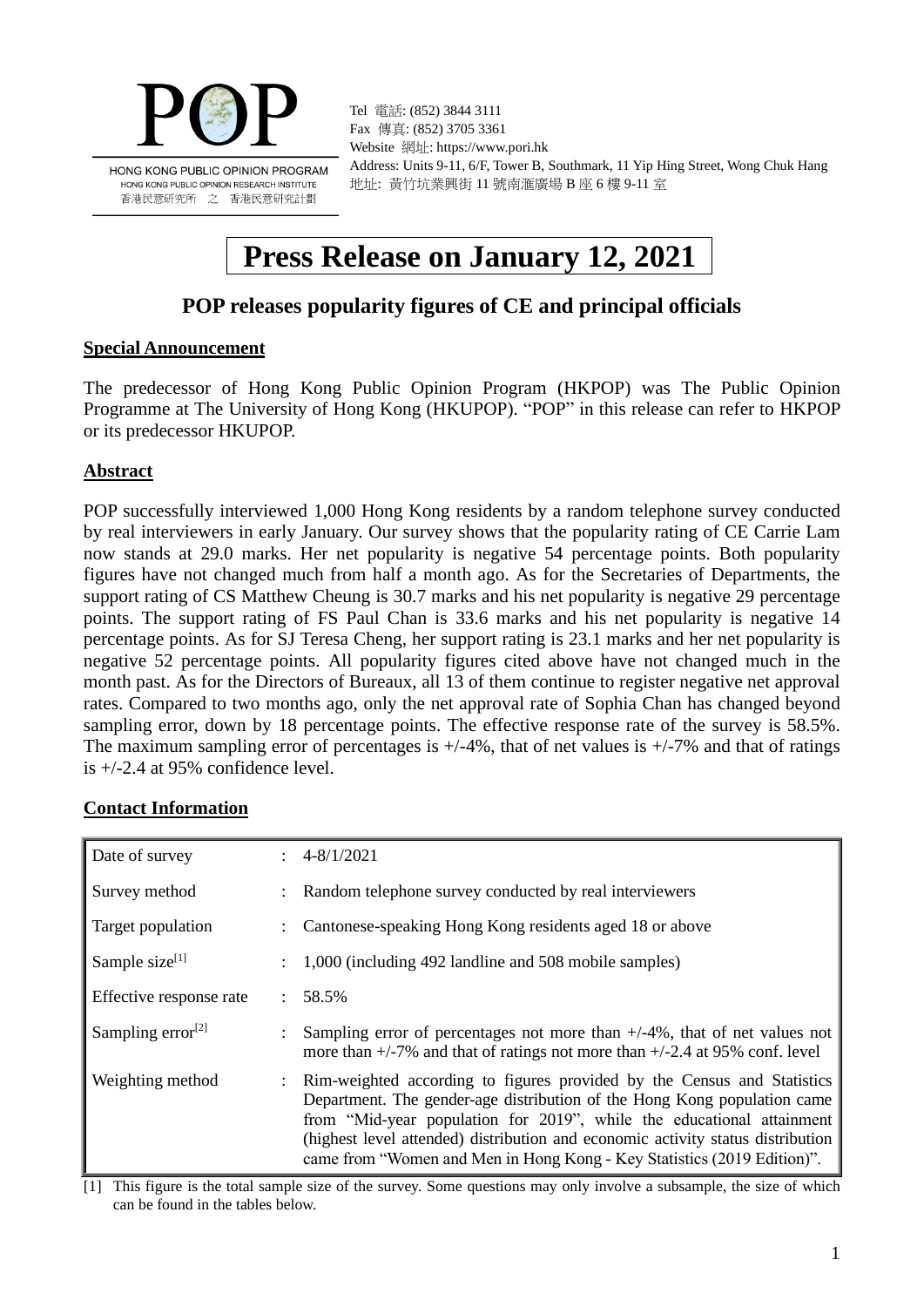POP

HONG KONG PUBLIC OPINION PROGRAM
HONG KONG PUBLIC OPINION RESEARCH INSTITUTE
香港民意研究所 之 香港民意研究計劃

Tel 電話: (852) 3844 3111
Fax 傳真: (852) 3705 3361
Website 網址: https://www.pori.hk
Address: Units 9-11, 6/F, Tower B, Southmark, 11 Yip Hing Street, Wong Chuk Hang
地址: 黃竹坑業興街 11 號南滙廣場 B 座 6 樓 9-11 室

# Press Release on January 12, 2021

## POP releases popularity figures of CE and principal officials

### Special Announcement

The predecessor of Hong Kong Public Opinion Program (HKPOP) was The Public Opinion Programme at The University of Hong Kong (HKUPOP). "POP" in this release can refer to HKPOP or its predecessor HKUPOP.

### Abstract

POP successfully interviewed 1,000 Hong Kong residents by a random telephone survey conducted by real interviewers in early January. Our survey shows that the popularity rating of CE Carrie Lam now stands at 29.0 marks. Her net popularity is negative 54 percentage points. Both popularity figures have not changed much from half a month ago. As for the Secretaries of Departments, the support rating of CS Matthew Cheung is 30.7 marks and his net popularity is negative 29 percentage points. The support rating of FS Paul Chan is 33.6 marks and his net popularity is negative 14 percentage points. As for SJ Teresa Cheng, her support rating is 23.1 marks and her net popularity is negative 52 percentage points. All popularity figures cited above have not changed much in the month past. As for the Directors of Bureaux, all 13 of them continue to register negative net approval rates. Compared to two months ago, only the net approval rate of Sophia Chan has changed beyond sampling error, down by 18 percentage points. The effective response rate of the survey is 58.5%. The maximum sampling error of percentages is +/-4%, that of net values is +/-7% and that of ratings is +/-2.4 at 95% confidence level.

### Contact Information

| | | |
|---|---|---|
| Date of survey | : | 4-8/1/2021 |
| Survey method | : | Random telephone survey conducted by real interviewers |
| Target population | : | Cantonese-speaking Hong Kong residents aged 18 or above |
| Sample size[1] | : | 1,000 (including 492 landline and 508 mobile samples) |
| Effective response rate | : | 58.5% |
| Sampling error[2] | : | Sampling error of percentages not more than +/-4%, that of net values not more than +/-7% and that of ratings not more than +/-2.4 at 95% conf. level |
| Weighting method | : | Rim-weighted according to figures provided by the Census and Statistics Department. The gender-age distribution of the Hong Kong population came from "Mid-year population for 2019", while the educational attainment (highest level attended) distribution and economic activity status distribution came from "Women and Men in Hong Kong - Key Statistics (2019 Edition)". |

[1] This figure is the total sample size of the survey. Some questions may only involve a subsample, the size of which can be found in the tables below.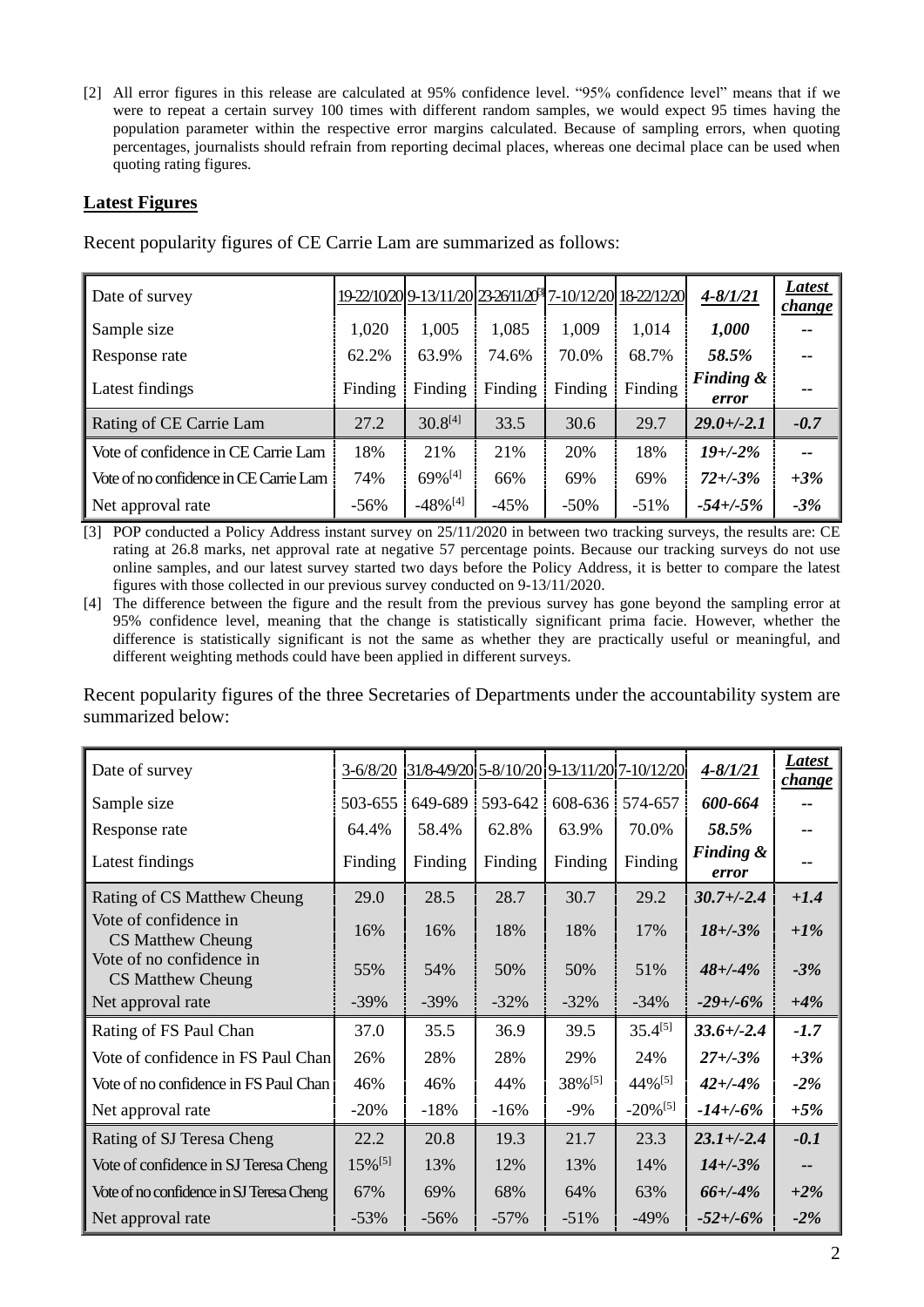[2] All error figures in this release are calculated at 95% confidence level. "95% confidence level" means that if we were to repeat a certain survey 100 times with different random samples, we would expect 95 times having the population parameter within the respective error margins calculated. Because of sampling errors, when quoting percentages, journalists should refrain from reporting decimal places, whereas one decimal place can be used when quoting rating figures.

## Latest Figures

Recent popularity figures of CE Carrie Lam are summarized as follows:

| Date of survey | 19-22/10/20 | 9-13/11/20 | 23-26/11/20[3] | 7-10/12/20 | 18-22/12/20 | ***4-8/1/21*** | ***Latest change*** |
|---|---|---|---|---|---|---|---|
| Sample size | 1,020 | 1,005 | 1,085 | 1,009 | 1,014 | ***1,000*** | -- |
| Response rate | 62.2% | 63.9% | 74.6% | 70.0% | 68.7% | ***58.5%*** | -- |
| Latest findings | Finding | Finding | Finding | Finding | Finding | ***Finding & error*** | -- |
| Rating of CE Carrie Lam | 27.2 | 30.8[4] | 33.5 | 30.6 | 29.7 | ***29.0+/-2.1*** | ***-0.7*** |
| Vote of confidence in CE Carrie Lam | 18% | 21% | 21% | 20% | 18% | ***19+/-2%*** | -- |
| Vote of no confidence in CE Carrie Lam | 74% | 69%[4] | 66% | 69% | 69% | ***72+/-3%*** | ***+3%*** |
| Net approval rate | -56% | -48%[4] | -45% | -50% | -51% | ***-54+/-5%*** | ***-3%*** |

[3] POP conducted a Policy Address instant survey on 25/11/2020 in between two tracking surveys, the results are: CE rating at 26.8 marks, net approval rate at negative 57 percentage points. Because our tracking surveys do not use online samples, and our latest survey started two days before the Policy Address, it is better to compare the latest figures with those collected in our previous survey conducted on 9-13/11/2020.

[4] The difference between the figure and the result from the previous survey has gone beyond the sampling error at 95% confidence level, meaning that the change is statistically significant prima facie. However, whether the difference is statistically significant is not the same as whether they are practically useful or meaningful, and different weighting methods could have been applied in different surveys.

Recent popularity figures of the three Secretaries of Departments under the accountability system are summarized below:

| Date of survey | 3-6/8/20 | 31/8-4/9/20 | 5-8/10/20 | 9-13/11/20 | 7-10/12/20 | ***4-8/1/21*** | ***Latest change*** |
|---|---|---|---|---|---|---|---|
| Sample size | 503-655 | 649-689 | 593-642 | 608-636 | 574-657 | ***600-664*** | -- |
| Response rate | 64.4% | 58.4% | 62.8% | 63.9% | 70.0% | ***58.5%*** | -- |
| Latest findings | Finding | Finding | Finding | Finding | Finding | ***Finding & error*** | -- |
| Rating of CS Matthew Cheung | 29.0 | 28.5 | 28.7 | 30.7 | 29.2 | ***30.7+/-2.4*** | ***+1.4*** |
| Vote of confidence in CS Matthew Cheung | 16% | 16% | 18% | 18% | 17% | ***18+/-3%*** | ***+1%*** |
| Vote of no confidence in CS Matthew Cheung | 55% | 54% | 50% | 50% | 51% | ***48+/-4%*** | ***-3%*** |
| Net approval rate | -39% | -39% | -32% | -32% | -34% | ***-29+/-6%*** | ***+4%*** |
| Rating of FS Paul Chan | 37.0 | 35.5 | 36.9 | 39.5 | 35.4[5] | ***33.6+/-2.4*** | ***-1.7*** |
| Vote of confidence in FS Paul Chan | 26% | 28% | 28% | 29% | 24% | ***27+/-3%*** | ***+3%*** |
| Vote of no confidence in FS Paul Chan | 46% | 46% | 44% | 38%[5] | 44%[5] | ***42+/-4%*** | ***-2%*** |
| Net approval rate | -20% | -18% | -16% | -9% | -20%[5] | ***-14+/-6%*** | ***+5%*** |
| Rating of SJ Teresa Cheng | 22.2 | 20.8 | 19.3 | 21.7 | 23.3 | ***23.1+/-2.4*** | ***-0.1*** |
| Vote of confidence in SJ Teresa Cheng | 15%[5] | 13% | 12% | 13% | 14% | ***14+/-3%*** | -- |
| Vote of no confidence in SJ Teresa Cheng | 67% | 69% | 68% | 64% | 63% | ***66+/-4%*** | ***+2%*** |
| Net approval rate | -53% | -56% | -57% | -51% | -49% | ***-52+/-6%*** | ***-2%*** |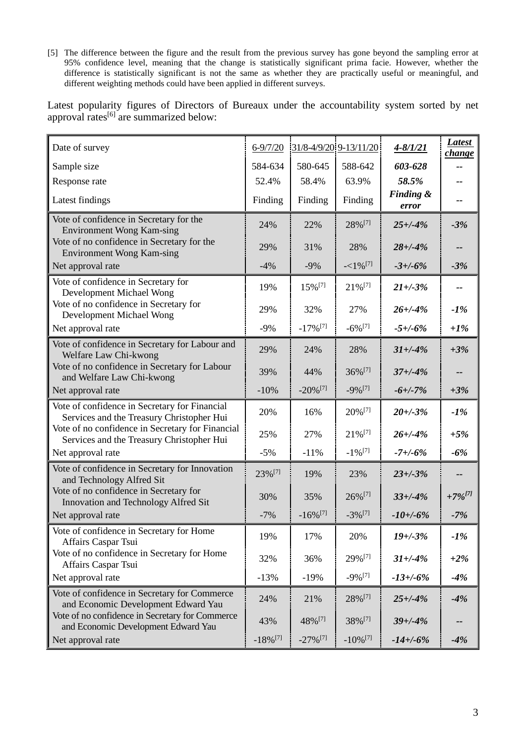[5] The difference between the figure and the result from the previous survey has gone beyond the sampling error at 95% confidence level, meaning that the change is statistically significant prima facie. However, whether the difference is statistically significant is not the same as whether they are practically useful or meaningful, and different weighting methods could have been applied in different surveys.

Latest popularity figures of Directors of Bureaux under the accountability system sorted by net approval rates[6] are summarized below:

| Date of survey | 6-9/7/20 | 31/8-4/9/20 | 9-13/11/20 | ***4-8/1/21*** | ***Latest change*** |
|---|---|---|---|---|---|
| Sample size | 584-634 | 580-645 | 588-642 | ***603-628*** | -- |
| Response rate | 52.4% | 58.4% | 63.9% | ***58.5%*** | -- |
| Latest findings | Finding | Finding | Finding | ***Finding & error*** | -- |
| Vote of confidence in Secretary for the Environment Wong Kam-sing | 24% | 22% | 28%[7] | ***25+/-4%*** | ***-3%*** |
| Vote of no confidence in Secretary for the Environment Wong Kam-sing | 29% | 31% | 28% | ***28+/-4%*** | -- |
| Net approval rate | -4% | -9% | -<1%[7] | ***-3+/-6%*** | ***-3%*** |
| Vote of confidence in Secretary for Development Michael Wong | 19% | 15%[7] | 21%[7] | ***21+/-3%*** | -- |
| Vote of no confidence in Secretary for Development Michael Wong | 29% | 32% | 27% | ***26+/-4%*** | ***-1%*** |
| Net approval rate | -9% | -17%[7] | -6%[7] | ***-5+/-6%*** | ***+1%*** |
| Vote of confidence in Secretary for Labour and Welfare Law Chi-kwong | 29% | 24% | 28% | ***31+/-4%*** | ***+3%*** |
| Vote of no confidence in Secretary for Labour and Welfare Law Chi-kwong | 39% | 44% | 36%[7] | ***37+/-4%*** | -- |
| Net approval rate | -10% | -20%[7] | -9%[7] | ***-6+/-7%*** | ***+3%*** |
| Vote of confidence in Secretary for Financial Services and the Treasury Christopher Hui | 20% | 16% | 20%[7] | ***20+/-3%*** | ***-1%*** |
| Vote of no confidence in Secretary for Financial Services and the Treasury Christopher Hui | 25% | 27% | 21%[7] | ***26+/-4%*** | ***+5%*** |
| Net approval rate | -5% | -11% | -1%[7] | ***-7+/-6%*** | ***-6%*** |
| Vote of confidence in Secretary for Innovation and Technology Alfred Sit | 23%[7] | 19% | 23% | ***23+/-3%*** | -- |
| Vote of no confidence in Secretary for Innovation and Technology Alfred Sit | 30% | 35% | 26%[7] | ***33+/-4%*** | ***+7%[7]*** |
| Net approval rate | -7% | -16%[7] | -3%[7] | ***-10+/-6%*** | ***-7%*** |
| Vote of confidence in Secretary for Home Affairs Caspar Tsui | 19% | 17% | 20% | ***19+/-3%*** | ***-1%*** |
| Vote of no confidence in Secretary for Home Affairs Caspar Tsui | 32% | 36% | 29%[7] | ***31+/-4%*** | ***+2%*** |
| Net approval rate | -13% | -19% | -9%[7] | ***-13+/-6%*** | ***-4%*** |
| Vote of confidence in Secretary for Commerce and Economic Development Edward Yau | 24% | 21% | 28%[7] | ***25+/-4%*** | ***-4%*** |
| Vote of no confidence in Secretary for Commerce and Economic Development Edward Yau | 43% | 48%[7] | 38%[7] | ***39+/-4%*** | -- |
| Net approval rate | -18%[7] | -27%[7] | -10%[7] | ***-14+/-6%*** | ***-4%*** |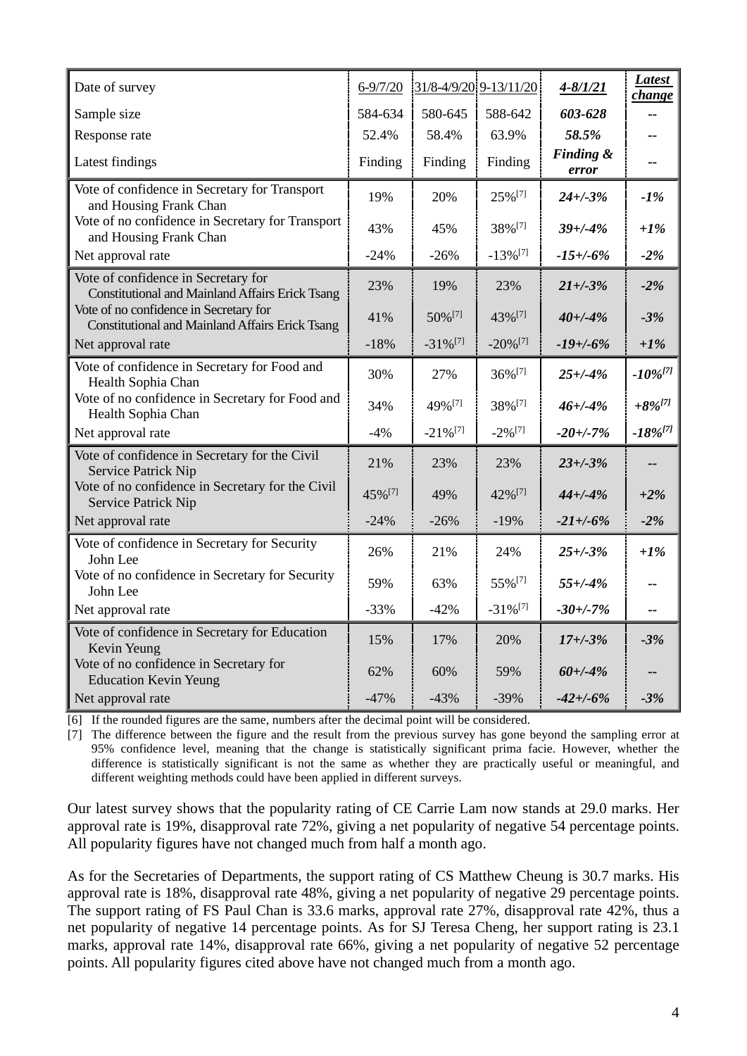| Date of survey | 6-9/7/20 | 31/8-4/9/20 | 9-13/11/20 | ***4-8/1/21*** | ***Latest change*** |
|---|---|---|---|---|---|
| Sample size | 584-634 | 580-645 | 588-642 | ***603-628*** | -- |
| Response rate | 52.4% | 58.4% | 63.9% | ***58.5%*** | -- |
| Latest findings | Finding | Finding | Finding | ***Finding & error*** | -- |
| Vote of confidence in Secretary for Transport and Housing Frank Chan | 19% | 20% | 25%[7] | ***24+/-3%*** | ***-1%*** |
| Vote of no confidence in Secretary for Transport and Housing Frank Chan | 43% | 45% | 38%[7] | ***39+/-4%*** | ***+1%*** |
| Net approval rate | -24% | -26% | -13%[7] | ***-15+/-6%*** | ***-2%*** |
| Vote of confidence in Secretary for Constitutional and Mainland Affairs Erick Tsang | 23% | 19% | 23% | ***21+/-3%*** | ***-2%*** |
| Vote of no confidence in Secretary for Constitutional and Mainland Affairs Erick Tsang | 41% | 50%[7] | 43%[7] | ***40+/-4%*** | ***-3%*** |
| Net approval rate | -18% | -31%[7] | -20%[7] | ***-19+/-6%*** | ***+1%*** |
| Vote of confidence in Secretary for Food and Health Sophia Chan | 30% | 27% | 36%[7] | ***25+/-4%*** | ***-10%[7]*** |
| Vote of no confidence in Secretary for Food and Health Sophia Chan | 34% | 49%[7] | 38%[7] | ***46+/-4%*** | ***+8%[7]*** |
| Net approval rate | -4% | -21%[7] | -2%[7] | ***-20+/-7%*** | ***-18%[7]*** |
| Vote of confidence in Secretary for the Civil Service Patrick Nip | 21% | 23% | 23% | ***23+/-3%*** | -- |
| Vote of no confidence in Secretary for the Civil Service Patrick Nip | 45%[7] | 49% | 42%[7] | ***44+/-4%*** | ***+2%*** |
| Net approval rate | -24% | -26% | -19% | ***-21+/-6%*** | ***-2%*** |
| Vote of confidence in Secretary for Security John Lee | 26% | 21% | 24% | ***25+/-3%*** | ***+1%*** |
| Vote of no confidence in Secretary for Security John Lee | 59% | 63% | 55%[7] | ***55+/-4%*** | -- |
| Net approval rate | -33% | -42% | -31%[7] | ***-30+/-7%*** | -- |
| Vote of confidence in Secretary for Education Kevin Yeung | 15% | 17% | 20% | ***17+/-3%*** | ***-3%*** |
| Vote of no confidence in Secretary for Education Kevin Yeung | 62% | 60% | 59% | ***60+/-4%*** | -- |
| Net approval rate | -47% | -43% | -39% | ***-42+/-6%*** | ***-3%*** |

[6] If the rounded figures are the same, numbers after the decimal point will be considered.

[7] The difference between the figure and the result from the previous survey has gone beyond the sampling error at 95% confidence level, meaning that the change is statistically significant prima facie. However, whether the difference is statistically significant is not the same as whether they are practically useful or meaningful, and different weighting methods could have been applied in different surveys.

Our latest survey shows that the popularity rating of CE Carrie Lam now stands at 29.0 marks. Her approval rate is 19%, disapproval rate 72%, giving a net popularity of negative 54 percentage points. All popularity figures have not changed much from half a month ago.

As for the Secretaries of Departments, the support rating of CS Matthew Cheung is 30.7 marks. His approval rate is 18%, disapproval rate 48%, giving a net popularity of negative 29 percentage points. The support rating of FS Paul Chan is 33.6 marks, approval rate 27%, disapproval rate 42%, thus a net popularity of negative 14 percentage points. As for SJ Teresa Cheng, her support rating is 23.1 marks, approval rate 14%, disapproval rate 66%, giving a net popularity of negative 52 percentage points. All popularity figures cited above have not changed much from a month ago.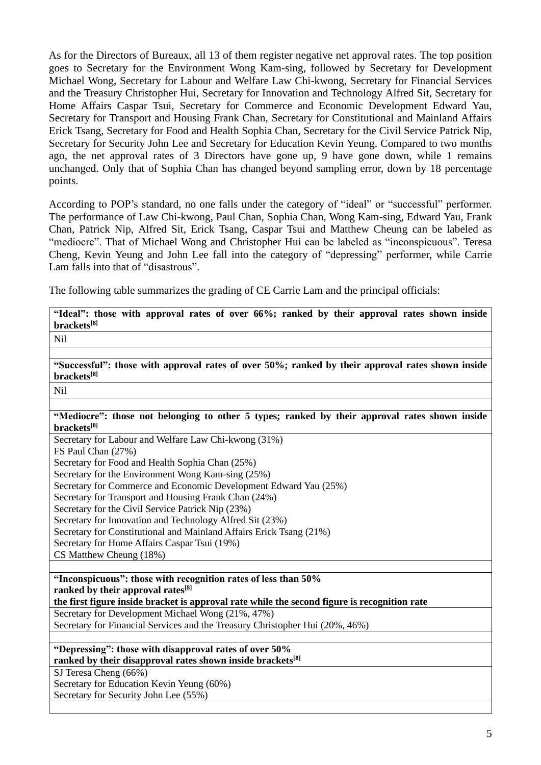As for the Directors of Bureaux, all 13 of them register negative net approval rates. The top position goes to Secretary for the Environment Wong Kam-sing, followed by Secretary for Development Michael Wong, Secretary for Labour and Welfare Law Chi-kwong, Secretary for Financial Services and the Treasury Christopher Hui, Secretary for Innovation and Technology Alfred Sit, Secretary for Home Affairs Caspar Tsui, Secretary for Commerce and Economic Development Edward Yau, Secretary for Transport and Housing Frank Chan, Secretary for Constitutional and Mainland Affairs Erick Tsang, Secretary for Food and Health Sophia Chan, Secretary for the Civil Service Patrick Nip, Secretary for Security John Lee and Secretary for Education Kevin Yeung. Compared to two months ago, the net approval rates of 3 Directors have gone up, 9 have gone down, while 1 remains unchanged. Only that of Sophia Chan has changed beyond sampling error, down by 18 percentage points.

According to POP's standard, no one falls under the category of "ideal" or "successful" performer. The performance of Law Chi-kwong, Paul Chan, Sophia Chan, Wong Kam-sing, Edward Yau, Frank Chan, Patrick Nip, Alfred Sit, Erick Tsang, Caspar Tsui and Matthew Cheung can be labeled as "mediocre". That of Michael Wong and Christopher Hui can be labeled as "inconspicuous". Teresa Cheng, Kevin Yeung and John Lee fall into the category of "depressing" performer, while Carrie Lam falls into that of "disastrous".

The following table summarizes the grading of CE Carrie Lam and the principal officials:

| **"Ideal": those with approval rates of over 66%; ranked by their approval rates shown inside brackets[8]** |
|---|
| Nil |
| |
| **"Successful": those with approval rates of over 50%; ranked by their approval rates shown inside brackets[8]** |
| Nil |
| |
| **"Mediocre": those not belonging to other 5 types; ranked by their approval rates shown inside brackets[8]** |
| Secretary for Labour and Welfare Law Chi-kwong (31%)<br>FS Paul Chan (27%)<br>Secretary for Food and Health Sophia Chan (25%)<br>Secretary for the Environment Wong Kam-sing (25%)<br>Secretary for Commerce and Economic Development Edward Yau (25%)<br>Secretary for Transport and Housing Frank Chan (24%)<br>Secretary for the Civil Service Patrick Nip (23%)<br>Secretary for Innovation and Technology Alfred Sit (23%)<br>Secretary for Constitutional and Mainland Affairs Erick Tsang (21%)<br>Secretary for Home Affairs Caspar Tsui (19%)<br>CS Matthew Cheung (18%) |
| |
| **"Inconspicuous": those with recognition rates of less than 50%<br>ranked by their approval rates[8]<br>the first figure inside bracket is approval rate while the second figure is recognition rate** |
| Secretary for Development Michael Wong (21%, 47%)<br>Secretary for Financial Services and the Treasury Christopher Hui (20%, 46%) |
| |
| **"Depressing": those with disapproval rates of over 50%<br>ranked by their disapproval rates shown inside brackets[8]** |
| SJ Teresa Cheng (66%)<br>Secretary for Education Kevin Yeung (60%)<br>Secretary for Security John Lee (55%) |
| |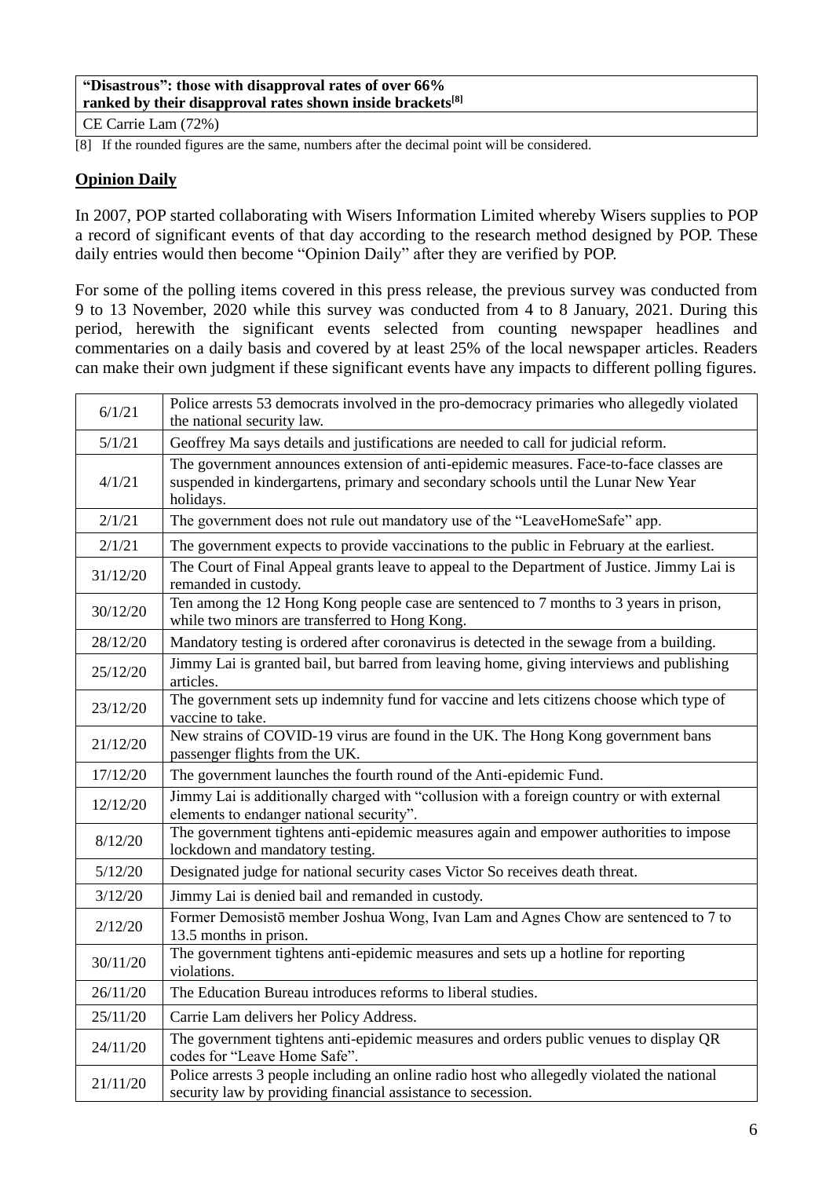| "Disastrous": those with disapproval rates of over 66% ranked by their disapproval rates shown inside brackets[8] |
|---|
| CE Carrie Lam (72%) |

[8] If the rounded figures are the same, numbers after the decimal point will be considered.

## Opinion Daily

In 2007, POP started collaborating with Wisers Information Limited whereby Wisers supplies to POP a record of significant events of that day according to the research method designed by POP. These daily entries would then become "Opinion Daily" after they are verified by POP.

For some of the polling items covered in this press release, the previous survey was conducted from 9 to 13 November, 2020 while this survey was conducted from 4 to 8 January, 2021. During this period, herewith the significant events selected from counting newspaper headlines and commentaries on a daily basis and covered by at least 25% of the local newspaper articles. Readers can make their own judgment if these significant events have any impacts to different polling figures.

| Date | Event |
|---|---|
| 6/1/21 | Police arrests 53 democrats involved in the pro-democracy primaries who allegedly violated the national security law. |
| 5/1/21 | Geoffrey Ma says details and justifications are needed to call for judicial reform. |
| 4/1/21 | The government announces extension of anti-epidemic measures. Face-to-face classes are suspended in kindergartens, primary and secondary schools until the Lunar New Year holidays. |
| 2/1/21 | The government does not rule out mandatory use of the "LeaveHomeSafe" app. |
| 2/1/21 | The government expects to provide vaccinations to the public in February at the earliest. |
| 31/12/20 | The Court of Final Appeal grants leave to appeal to the Department of Justice. Jimmy Lai is remanded in custody. |
| 30/12/20 | Ten among the 12 Hong Kong people case are sentenced to 7 months to 3 years in prison, while two minors are transferred to Hong Kong. |
| 28/12/20 | Mandatory testing is ordered after coronavirus is detected in the sewage from a building. |
| 25/12/20 | Jimmy Lai is granted bail, but barred from leaving home, giving interviews and publishing articles. |
| 23/12/20 | The government sets up indemnity fund for vaccine and lets citizens choose which type of vaccine to take. |
| 21/12/20 | New strains of COVID-19 virus are found in the UK. The Hong Kong government bans passenger flights from the UK. |
| 17/12/20 | The government launches the fourth round of the Anti-epidemic Fund. |
| 12/12/20 | Jimmy Lai is additionally charged with "collusion with a foreign country or with external elements to endanger national security". |
| 8/12/20 | The government tightens anti-epidemic measures again and empower authorities to impose lockdown and mandatory testing. |
| 5/12/20 | Designated judge for national security cases Victor So receives death threat. |
| 3/12/20 | Jimmy Lai is denied bail and remanded in custody. |
| 2/12/20 | Former Demosistō member Joshua Wong, Ivan Lam and Agnes Chow are sentenced to 7 to 13.5 months in prison. |
| 30/11/20 | The government tightens anti-epidemic measures and sets up a hotline for reporting violations. |
| 26/11/20 | The Education Bureau introduces reforms to liberal studies. |
| 25/11/20 | Carrie Lam delivers her Policy Address. |
| 24/11/20 | The government tightens anti-epidemic measures and orders public venues to display QR codes for "Leave Home Safe". |
| 21/11/20 | Police arrests 3 people including an online radio host who allegedly violated the national security law by providing financial assistance to secession. |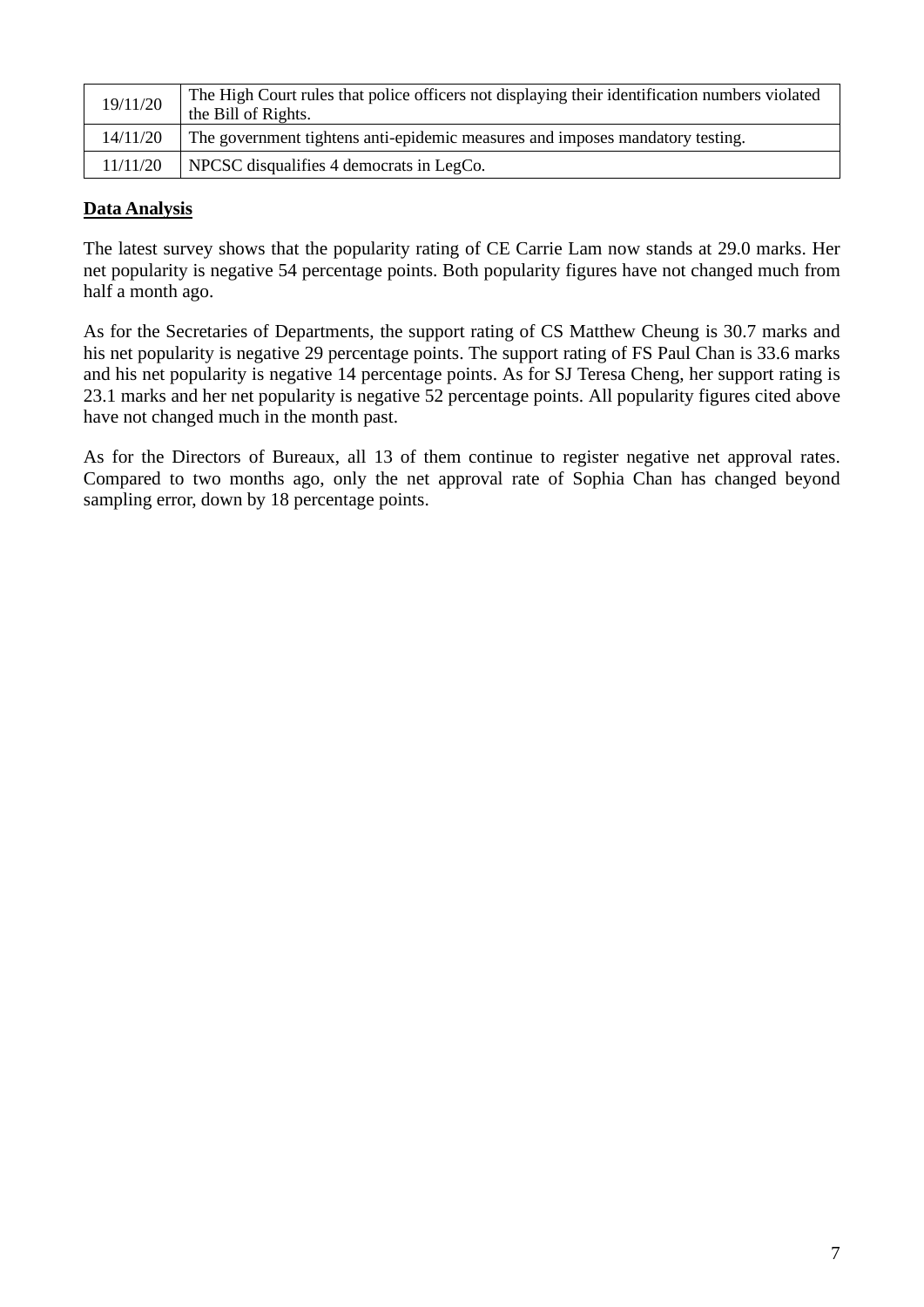| | |
|---|---|
| 19/11/20 | The High Court rules that police officers not displaying their identification numbers violated the Bill of Rights. |
| 14/11/20 | The government tightens anti-epidemic measures and imposes mandatory testing. |
| 11/11/20 | NPCSC disqualifies 4 democrats in LegCo. |

**Data Analysis**

The latest survey shows that the popularity rating of CE Carrie Lam now stands at 29.0 marks. Her net popularity is negative 54 percentage points. Both popularity figures have not changed much from half a month ago.

As for the Secretaries of Departments, the support rating of CS Matthew Cheung is 30.7 marks and his net popularity is negative 29 percentage points. The support rating of FS Paul Chan is 33.6 marks and his net popularity is negative 14 percentage points. As for SJ Teresa Cheng, her support rating is 23.1 marks and her net popularity is negative 52 percentage points. All popularity figures cited above have not changed much in the month past.

As for the Directors of Bureaux, all 13 of them continue to register negative net approval rates. Compared to two months ago, only the net approval rate of Sophia Chan has changed beyond sampling error, down by 18 percentage points.